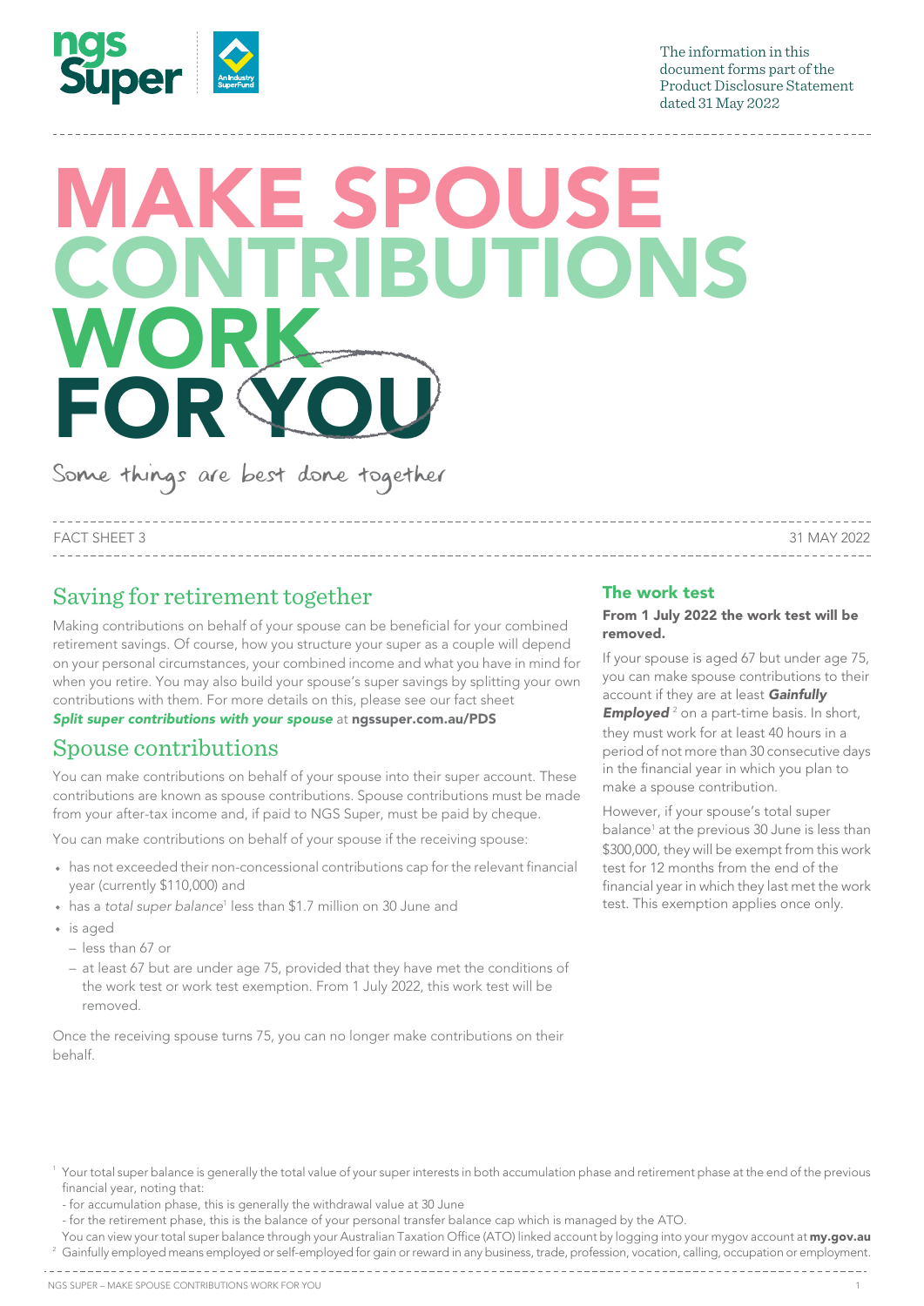The information in this document forms part of the Product Disclosure Statement dated 31 May 2022

# MAKE SPOUSE CONTRIBUTIONS WORK FOR YOU

Some things are best done together

FACT SHEET 3 | 31 MAY 2022

## Saving for retirement together

Making contributions on behalf of your spouse can be beneficial for your combined retirement savings. Of course, how you structure your super as a couple will depend on your personal circumstances, your combined income and what you have in mind for when you retire. You may also build your spouse's super savings by splitting your own contributions with them. For more details on this, please see our fact sheet ***Split super contributions with your spouse*** at **ngssuper.com.au/PDS**

## Spouse contributions

You can make contributions on behalf of your spouse into their super account. These contributions are known as spouse contributions. Spouse contributions must be made from your after-tax income and, if paid to NGS Super, must be paid by cheque.

You can make contributions on behalf of your spouse if the receiving spouse:

- has not exceeded their non-concessional contributions cap for the relevant financial year (currently $110,000) and
- has a *total super balance*[1] less than $1.7 million on 30 June and
- is aged
  - less than 67 or
  - at least 67 but are under age 75, provided that they have met the conditions of the work test or work test exemption. From 1 July 2022, this work test will be removed.

Once the receiving spouse turns 75, you can no longer make contributions on their behalf.

### The work test

**From 1 July 2022 the work test will be removed.**

If your spouse is aged 67 but under age 75, you can make spouse contributions to their account if they are at least ***Gainfully Employed***[2] on a part-time basis. In short, they must work for at least 40 hours in a period of not more than 30 consecutive days in the financial year in which you plan to make a spouse contribution.

However, if your spouse's total super balance[1] at the previous 30 June is less than $300,000, they will be exempt from this work test for 12 months from the end of the financial year in which they last met the work test. This exemption applies once only.

---

[1] Your total super balance is generally the total value of your super interests in both accumulation phase and retirement phase at the end of the previous financial year, noting that:
- for accumulation phase, this is generally the withdrawal value at 30 June
- for the retirement phase, this is the balance of your personal transfer balance cap which is managed by the ATO.

You can view your total super balance through your Australian Taxation Office (ATO) linked account by logging into your mygov account at **my.gov.au**

[2] Gainfully employed means employed or self-employed for gain or reward in any business, trade, profession, vocation, calling, occupation or employment.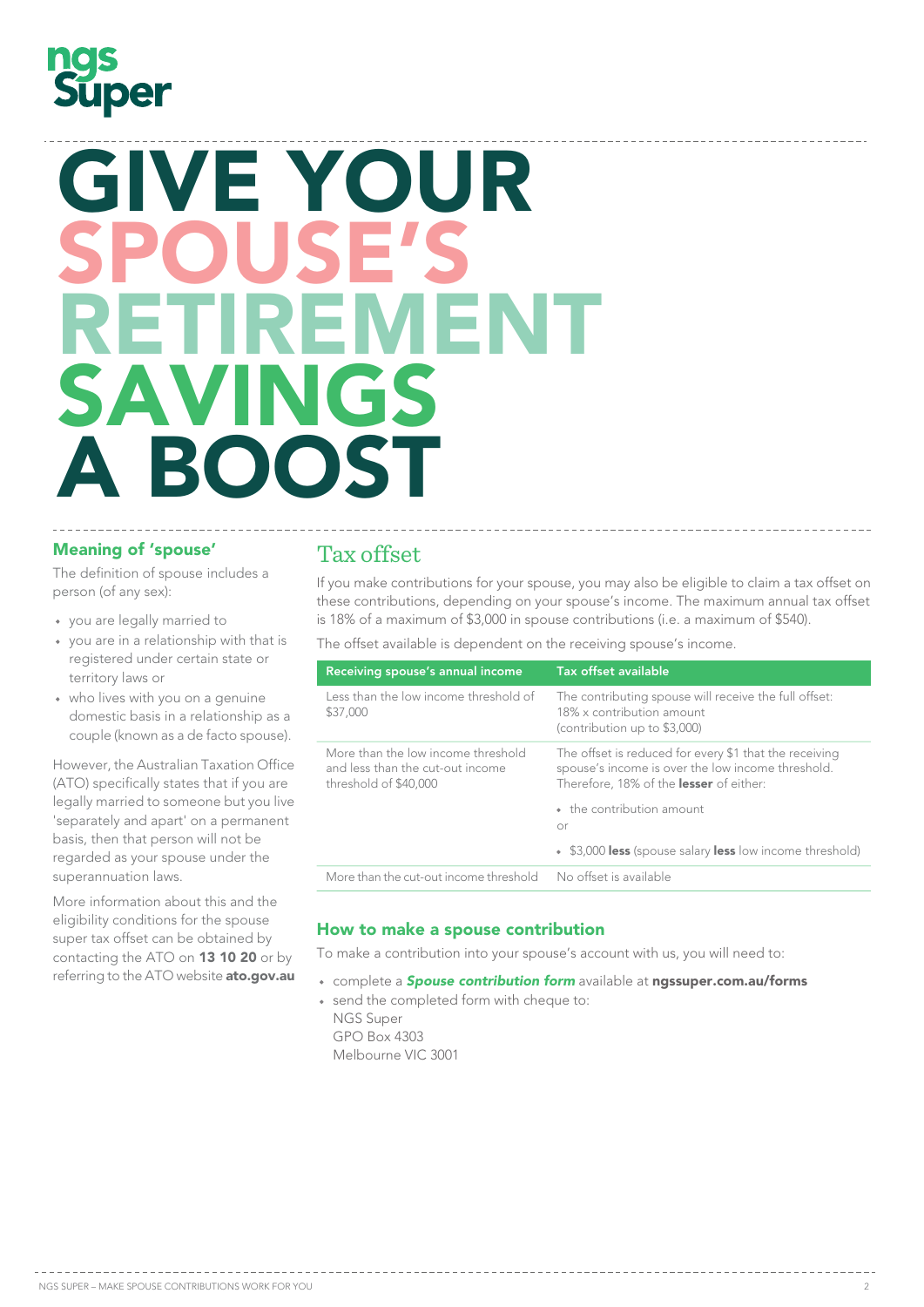# GIVE YOUR SPOUSE'S RETIREMENT SAVINGS A BOOST

### Meaning of 'spouse'

The definition of spouse includes a person (of any sex):

- you are legally married to
- you are in a relationship with that is registered under certain state or territory laws or
- who lives with you on a genuine domestic basis in a relationship as a couple (known as a de facto spouse).

However, the Australian Taxation Office (ATO) specifically states that if you are legally married to someone but you live 'separately and apart' on a permanent basis, then that person will not be regarded as your spouse under the superannuation laws.

More information about this and the eligibility conditions for the spouse super tax offset can be obtained by contacting the ATO on **13 10 20** or by referring to the ATO website **ato.gov.au**

## Tax offset

If you make contributions for your spouse, you may also be eligible to claim a tax offset on these contributions, depending on your spouse's income. The maximum annual tax offset is 18% of a maximum of $3,000 in spouse contributions (i.e. a maximum of $540).

The offset available is dependent on the receiving spouse's income.

| Receiving spouse's annual income | Tax offset available |
|---|---|
| Less than the low income threshold of $37,000 | The contributing spouse will receive the full offset: 18% x contribution amount (contribution up to $3,000) |
| More than the low income threshold and less than the cut-out income threshold of $40,000 | The offset is reduced for every $1 that the receiving spouse's income is over the low income threshold. Therefore, 18% of the **lesser** of either: <br> • the contribution amount <br> or <br> • $3,000 **less** (spouse salary **less** low income threshold) |
| More than the cut-out income threshold | No offset is available |

### How to make a spouse contribution

To make a contribution into your spouse's account with us, you will need to:

- complete a ***Spouse contribution form*** available at **ngssuper.com.au/forms**
- send the completed form with cheque to:
  NGS Super
  GPO Box 4303
  Melbourne VIC 3001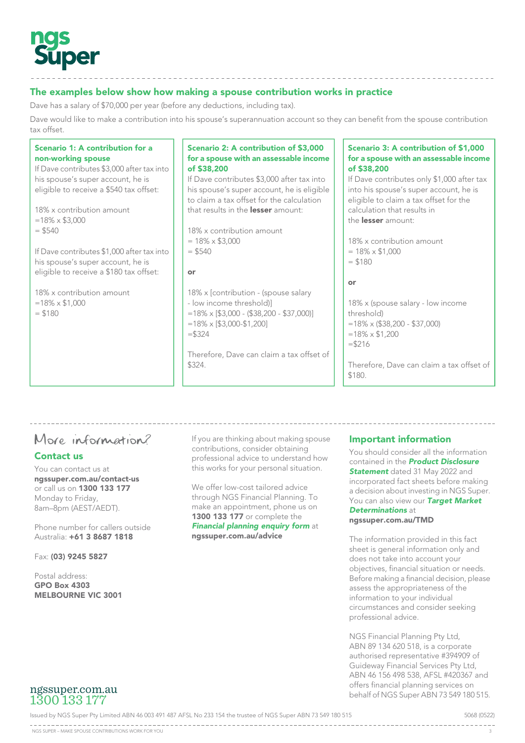## The examples below show how making a spouse contribution works in practice

Dave has a salary of $70,000 per year (before any deductions, including tax).

Dave would like to make a contribution into his spouse's superannuation account so they can benefit from the spouse contribution tax offset.

### Scenario 1: A contribution for a non-working spouse

If Dave contributes $3,000 after tax into his spouse's super account, he is eligible to receive a $540 tax offset:

18% x contribution amount
=18% x $3,000
= $540

If Dave contributes $1,000 after tax into his spouse's super account, he is eligible to receive a $180 tax offset:

18% x contribution amount
=18% x $1,000
= $180

### Scenario 2: A contribution of $3,000 for a spouse with an assessable income of $38,200

If Dave contributes $3,000 after tax into his spouse's super account, he is eligible to claim a tax offset for the calculation that results in the **lesser** amount:

18% x contribution amount
= 18% x $3,000
= $540

**or**

18% x [contribution - (spouse salary - low income threshold)]
=18% x [$3,000 - ($38,200 - $37,000)]
=18% x [$3,000-$1,200]
=$324

Therefore, Dave can claim a tax offset of $324.

### Scenario 3: A contribution of $1,000 for a spouse with an assessable income of $38,200

If Dave contributes only $1,000 after tax into his spouse's super account, he is eligible to claim a tax offset for the calculation that results in the **lesser** amount:

18% x contribution amount
= 18% x $1,000
= $180

**or**

18% x (spouse salary - low income threshold)
=18% x ($38,200 - $37,000)
=18% x $1,200
=$216

Therefore, Dave can claim a tax offset of $180.

## More information?

### Contact us

You can contact us at **ngssuper.com.au/contact-us** or call us on **1300 133 177** Monday to Friday, 8am–8pm (AEST/AEDT).

Phone number for callers outside Australia: **+61 3 8687 1818**

Fax: **(03) 9245 5827**

Postal address:
**GPO Box 4303**
**MELBOURNE VIC 3001**

If you are thinking about making spouse contributions, consider obtaining professional advice to understand how this works for your personal situation.

We offer low-cost tailored advice through NGS Financial Planning. To make an appointment, phone us on **1300 133 177** or complete the ***Financial planning enquiry form*** at **ngssuper.com.au/advice**

### Important information

You should consider all the information contained in the ***Product Disclosure Statement*** dated 31 May 2022 and incorporated fact sheets before making a decision about investing in NGS Super. You can also view our ***Target Market Determinations*** at **ngssuper.com.au/TMD**

The information provided in this fact sheet is general information only and does not take into account your objectives, financial situation or needs. Before making a financial decision, please assess the appropriateness of the information to your individual circumstances and consider seeking professional advice.

NGS Financial Planning Pty Ltd, ABN 89 134 620 518, is a corporate authorised representative #394909 of Guideway Financial Services Pty Ltd, ABN 46 156 498 538, AFSL #420367 and offers financial planning services on behalf of NGS Super ABN 73 549 180 515.

ngssuper.com.au
1300 133 177

Issued by NGS Super Pty Limited ABN 46 003 491 487 AFSL No 233 154 the trustee of NGS Super ABN 73 549 180 515

5068 (0522)